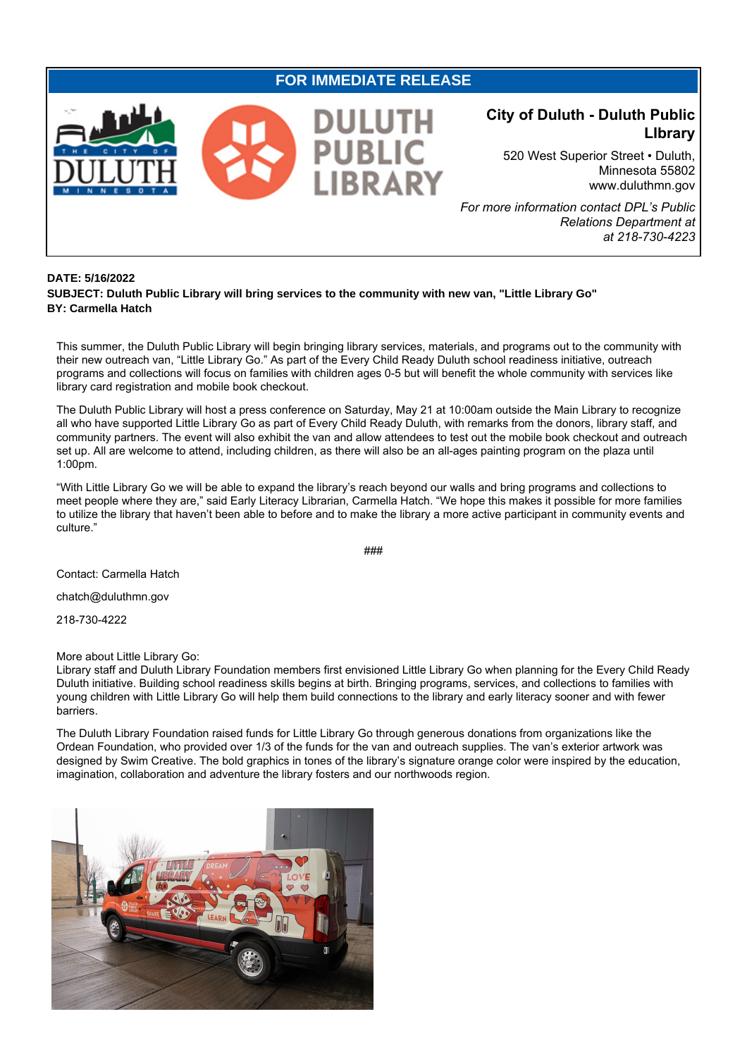**FOR IMMEDIATE RELEASE**

## City of Duluth - Duluth Public LIbrary

520 West Superior Street • Duluth, Minnesota 55802
www.duluthmn.gov

*For more information contact DPL's Public Relations Department at at 218-730-4223*

**DATE: 5/16/2022**
**SUBJECT: Duluth Public Library will bring services to the community with new van, "Little Library Go"**
**BY: Carmella Hatch**

This summer, the Duluth Public Library will begin bringing library services, materials, and programs out to the community with their new outreach van, "Little Library Go." As part of the Every Child Ready Duluth school readiness initiative, outreach programs and collections will focus on families with children ages 0-5 but will benefit the whole community with services like library card registration and mobile book checkout.

The Duluth Public Library will host a press conference on Saturday, May 21 at 10:00am outside the Main Library to recognize all who have supported Little Library Go as part of Every Child Ready Duluth, with remarks from the donors, library staff, and community partners. The event will also exhibit the van and allow attendees to test out the mobile book checkout and outreach set up. All are welcome to attend, including children, as there will also be an all-ages painting program on the plaza until 1:00pm.

"With Little Library Go we will be able to expand the library's reach beyond our walls and bring programs and collections to meet people where they are," said Early Literacy Librarian, Carmella Hatch. "We hope this makes it possible for more families to utilize the library that haven't been able to before and to make the library a more active participant in community events and culture."

###

Contact: Carmella Hatch

chatch@duluthmn.gov

218-730-4222

More about Little Library Go:
Library staff and Duluth Library Foundation members first envisioned Little Library Go when planning for the Every Child Ready Duluth initiative. Building school readiness skills begins at birth. Bringing programs, services, and collections to families with young children with Little Library Go will help them build connections to the library and early literacy sooner and with fewer barriers.

The Duluth Library Foundation raised funds for Little Library Go through generous donations from organizations like the Ordean Foundation, who provided over 1/3 of the funds for the van and outreach supplies. The van's exterior artwork was designed by Swim Creative. The bold graphics in tones of the library's signature orange color were inspired by the education, imagination, collaboration and adventure the library fosters and our northwoods region.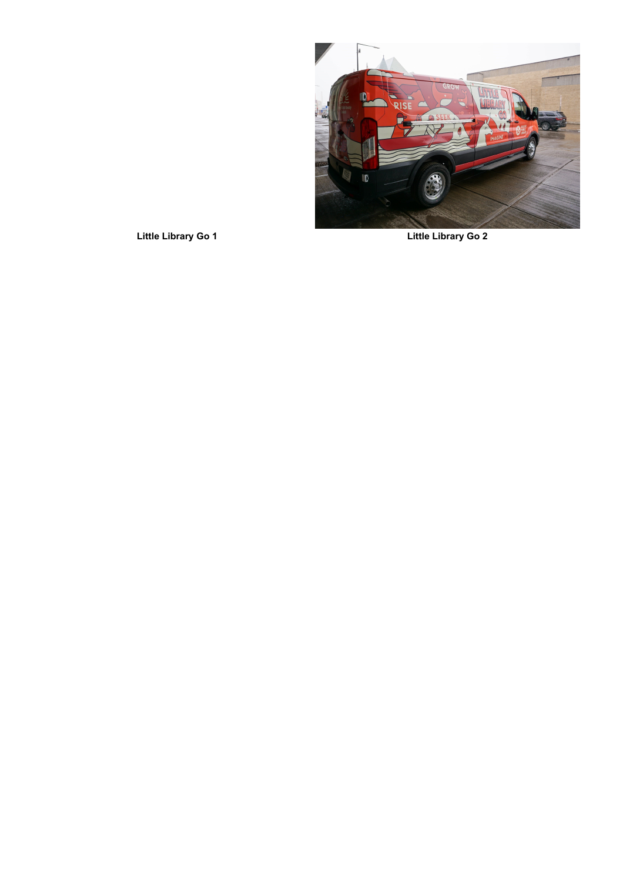**Little Library Go 1**

**Little Library Go 2**